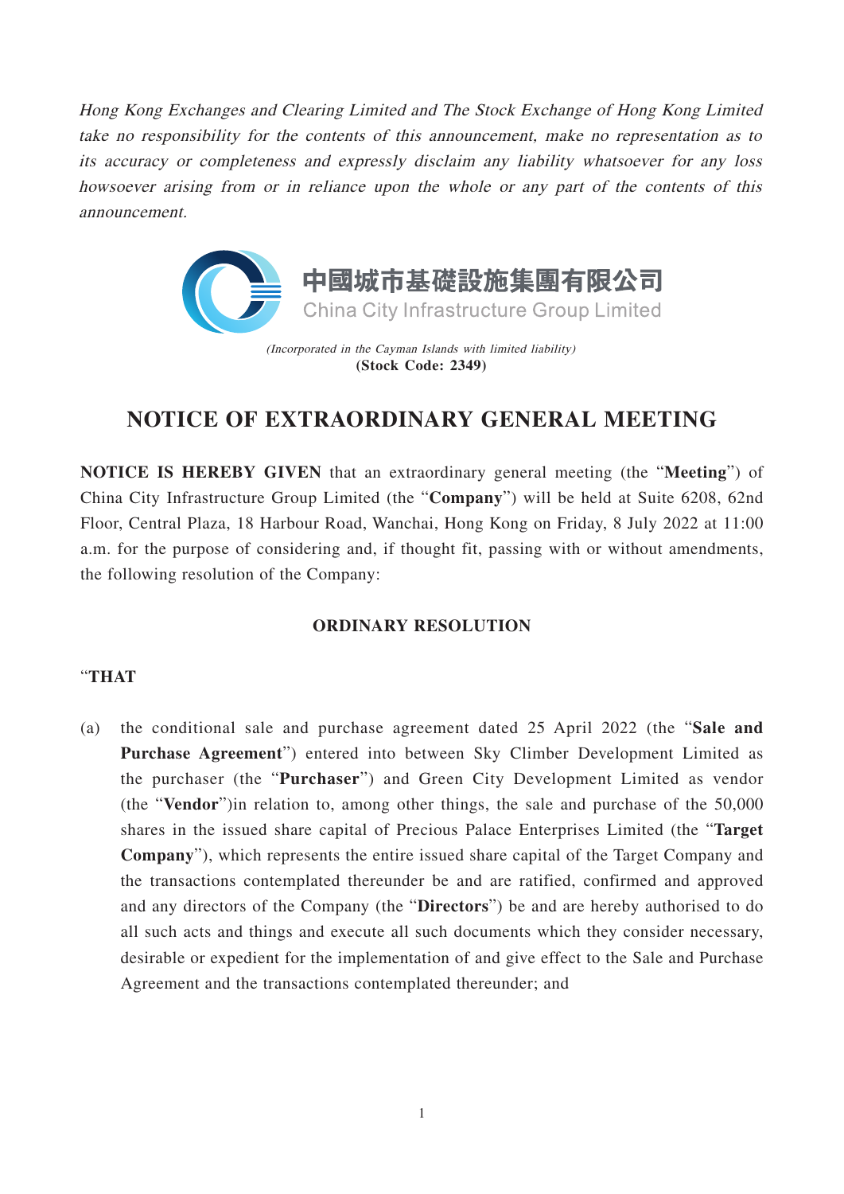*Hong Kong Exchanges and Clearing Limited and The Stock Exchange of Hong Kong Limited take no responsibility for the contents of this announcement, make no representation as to its accuracy or completeness and expressly disclaim any liability whatsoever for any loss howsoever arising from or in reliance upon the whole or any part of the contents of this announcement.*

**中國城市基礎設施集團有限公司**

**China City Infrastructure Group Limited**

*(Incorporated in the Cayman Islands with limited liability)*

**(Stock Code: 2349)**

# NOTICE OF EXTRAORDINARY GENERAL MEETING

**NOTICE IS HEREBY GIVEN** that an extraordinary general meeting (the "**Meeting**") of China City Infrastructure Group Limited (the "**Company**") will be held at Suite 6208, 62nd Floor, Central Plaza, 18 Harbour Road, Wanchai, Hong Kong on Friday, 8 July 2022 at 11:00 a.m. for the purpose of considering and, if thought fit, passing with or without amendments, the following resolution of the Company:

## ORDINARY RESOLUTION

"**THAT**

(a) the conditional sale and purchase agreement dated 25 April 2022 (the "**Sale and Purchase Agreement**") entered into between Sky Climber Development Limited as the purchaser (the "**Purchaser**") and Green City Development Limited as vendor (the "**Vendor**")in relation to, among other things, the sale and purchase of the 50,000 shares in the issued share capital of Precious Palace Enterprises Limited (the "**Target Company**"), which represents the entire issued share capital of the Target Company and the transactions contemplated thereunder be and are ratified, confirmed and approved and any directors of the Company (the "**Directors**") be and are hereby authorised to do all such acts and things and execute all such documents which they consider necessary, desirable or expedient for the implementation of and give effect to the Sale and Purchase Agreement and the transactions contemplated thereunder; and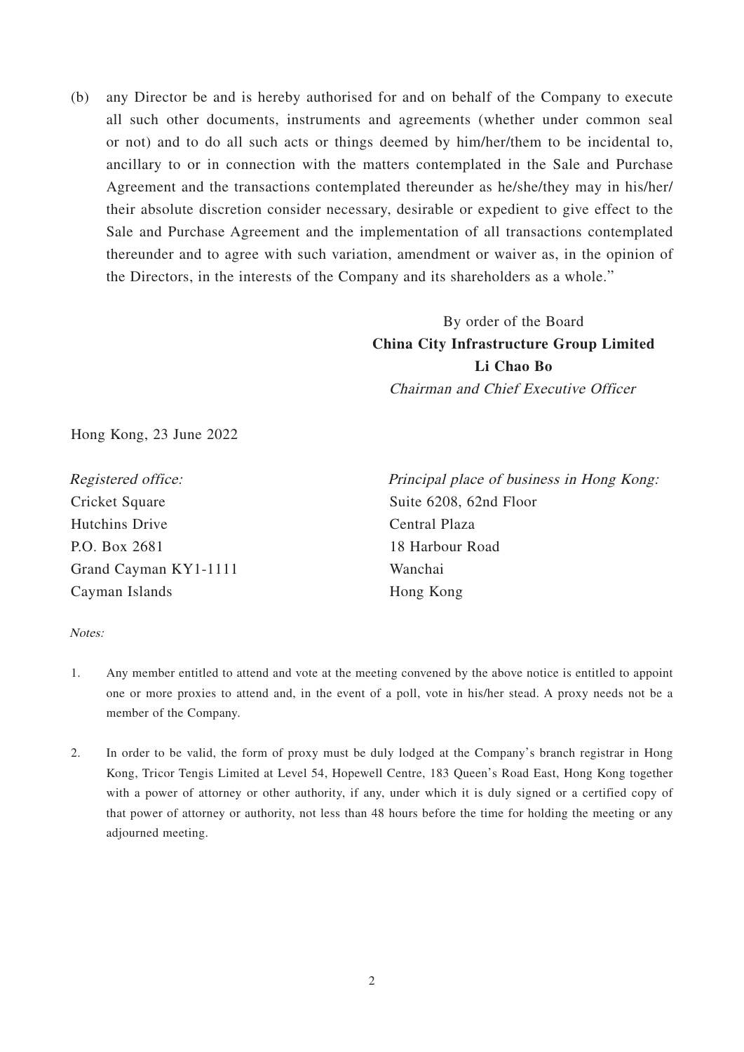(b) any Director be and is hereby authorised for and on behalf of the Company to execute all such other documents, instruments and agreements (whether under common seal or not) and to do all such acts or things deemed by him/her/them to be incidental to, ancillary to or in connection with the matters contemplated in the Sale and Purchase Agreement and the transactions contemplated thereunder as he/she/they may in his/her/their absolute discretion consider necessary, desirable or expedient to give effect to the Sale and Purchase Agreement and the implementation of all transactions contemplated thereunder and to agree with such variation, amendment or waiver as, in the opinion of the Directors, in the interests of the Company and its shareholders as a whole."

By order of the Board
**China City Infrastructure Group Limited**
**Li Chao Bo**
*Chairman and Chief Executive Officer*

Hong Kong, 23 June 2022

*Registered office:*
Cricket Square
Hutchins Drive
P.O. Box 2681
Grand Cayman KY1-1111
Cayman Islands

*Principal place of business in Hong Kong:*
Suite 6208, 62nd Floor
Central Plaza
18 Harbour Road
Wanchai
Hong Kong

*Notes:*

1. Any member entitled to attend and vote at the meeting convened by the above notice is entitled to appoint one or more proxies to attend and, in the event of a poll, vote in his/her stead. A proxy needs not be a member of the Company.

2. In order to be valid, the form of proxy must be duly lodged at the Company's branch registrar in Hong Kong, Tricor Tengis Limited at Level 54, Hopewell Centre, 183 Queen's Road East, Hong Kong together with a power of attorney or other authority, if any, under which it is duly signed or a certified copy of that power of attorney or authority, not less than 48 hours before the time for holding the meeting or any adjourned meeting.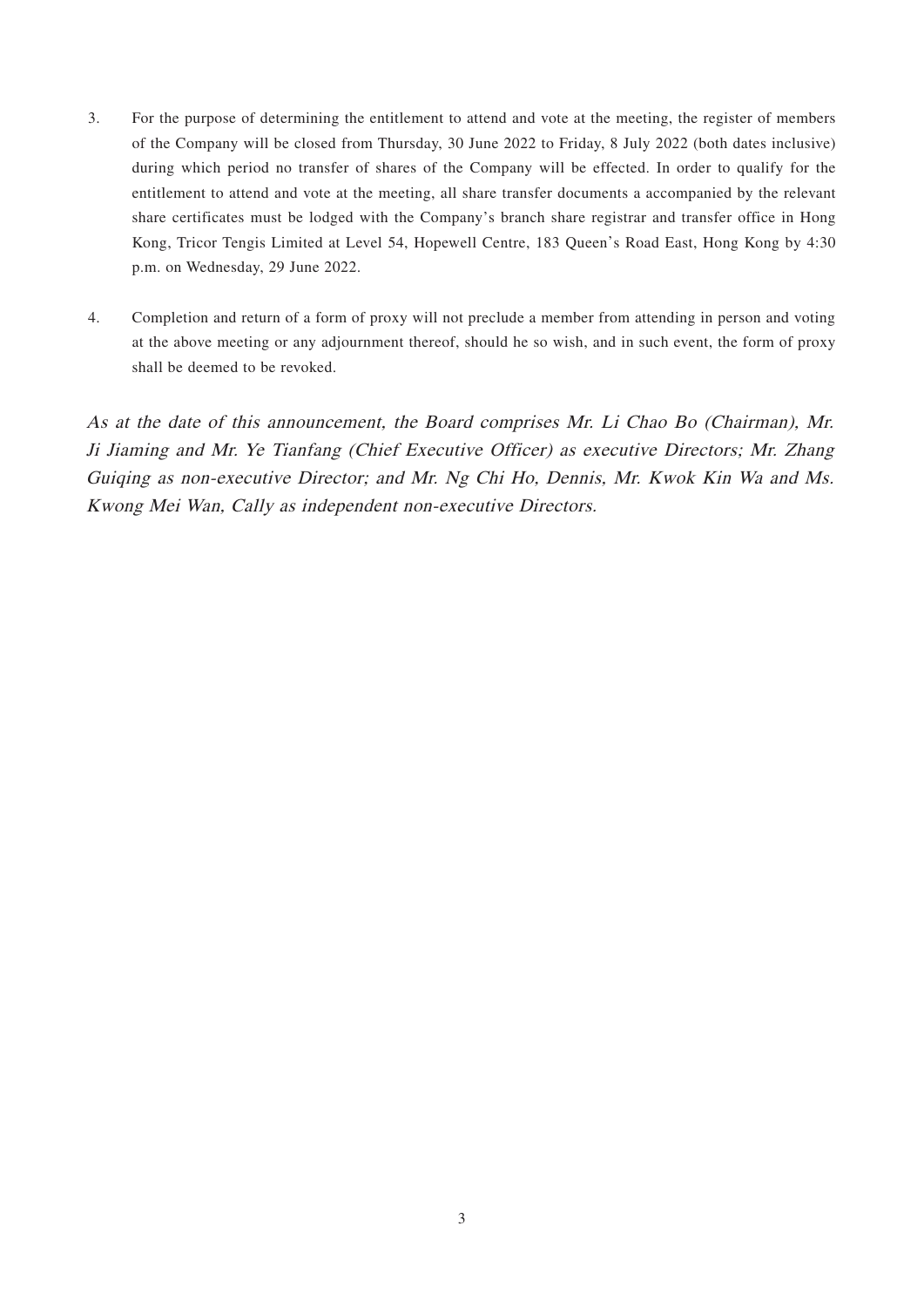3. For the purpose of determining the entitlement to attend and vote at the meeting, the register of members of the Company will be closed from Thursday, 30 June 2022 to Friday, 8 July 2022 (both dates inclusive) during which period no transfer of shares of the Company will be effected. In order to qualify for the entitlement to attend and vote at the meeting, all share transfer documents a accompanied by the relevant share certificates must be lodged with the Company's branch share registrar and transfer office in Hong Kong, Tricor Tengis Limited at Level 54, Hopewell Centre, 183 Queen's Road East, Hong Kong by 4:30 p.m. on Wednesday, 29 June 2022.

4. Completion and return of a form of proxy will not preclude a member from attending in person and voting at the above meeting or any adjournment thereof, should he so wish, and in such event, the form of proxy shall be deemed to be revoked.

*As at the date of this announcement, the Board comprises Mr. Li Chao Bo (Chairman), Mr. Ji Jiaming and Mr. Ye Tianfang (Chief Executive Officer) as executive Directors; Mr. Zhang Guiqing as non-executive Director; and Mr. Ng Chi Ho, Dennis, Mr. Kwok Kin Wa and Ms. Kwong Mei Wan, Cally as independent non-executive Directors.*